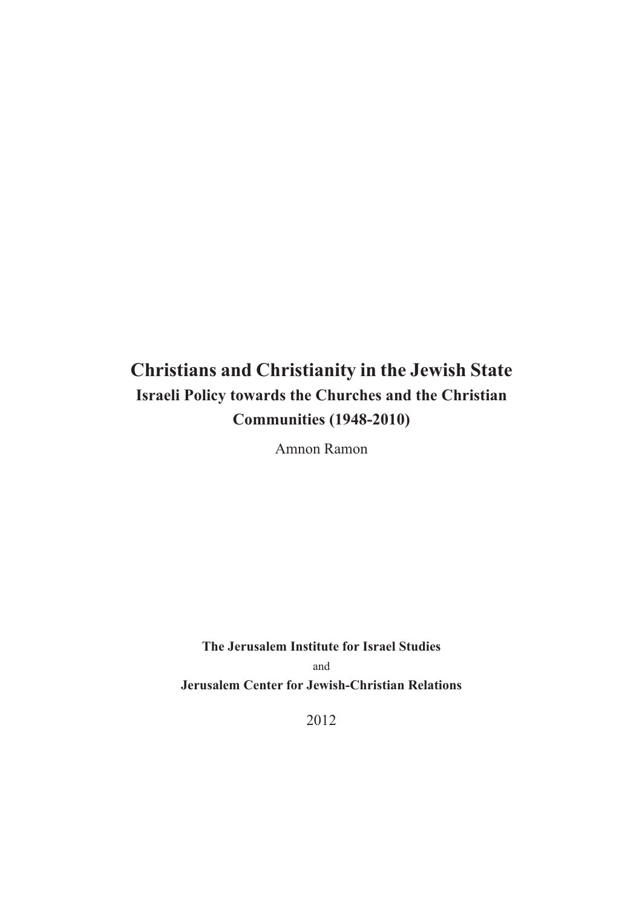# Christians and Christianity in the Jewish State

## Israeli Policy towards the Churches and the Christian Communities (1948-2010)

Amnon Ramon

**The Jerusalem Institute for Israel Studies**

and

**Jerusalem Center for Jewish-Christian Relations**

2012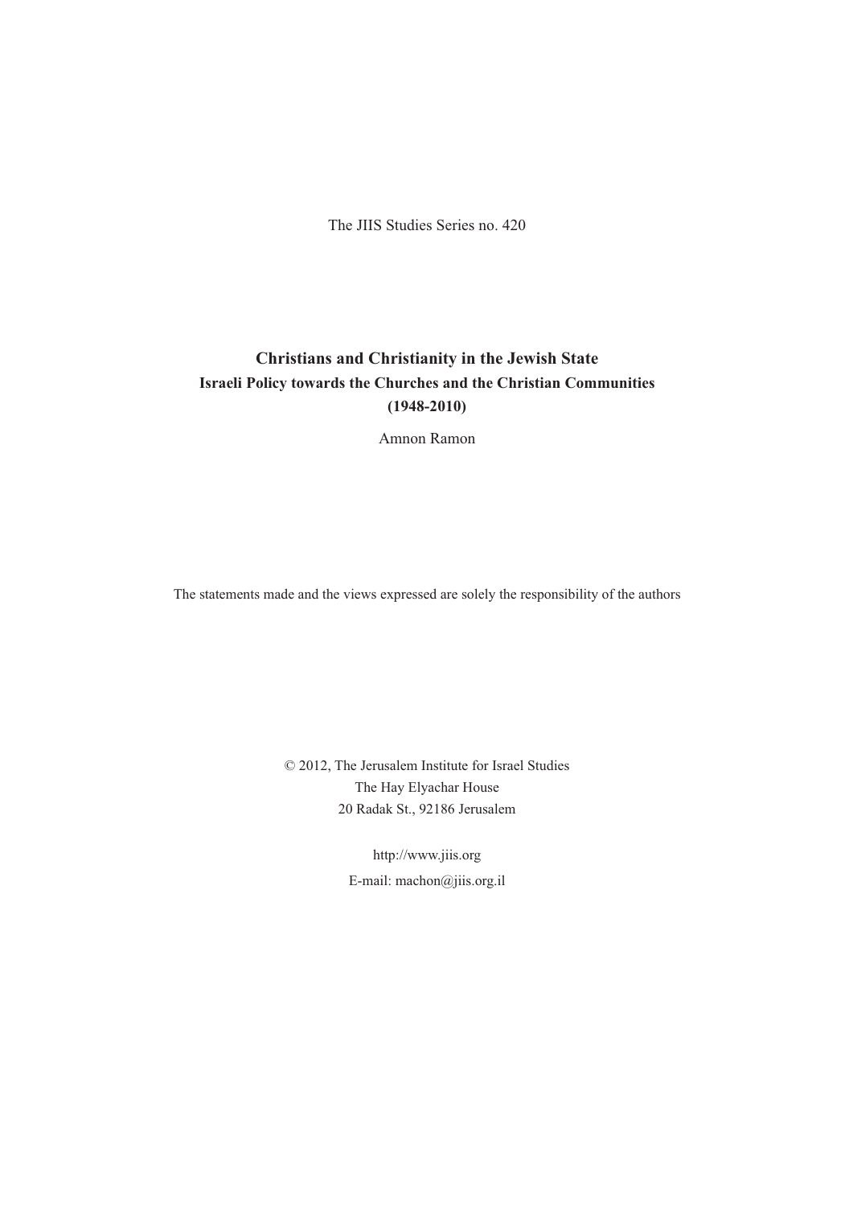The JIIS Studies Series no. 420

# Christians and Christianity in the Jewish State

## Israeli Policy towards the Churches and the Christian Communities (1948-2010)

Amnon Ramon

The statements made and the views expressed are solely the responsibility of the authors

© 2012, The Jerusalem Institute for Israel Studies
The Hay Elyachar House
20 Radak St., 92186 Jerusalem

http://www.jiis.org
E-mail: machon@jiis.org.il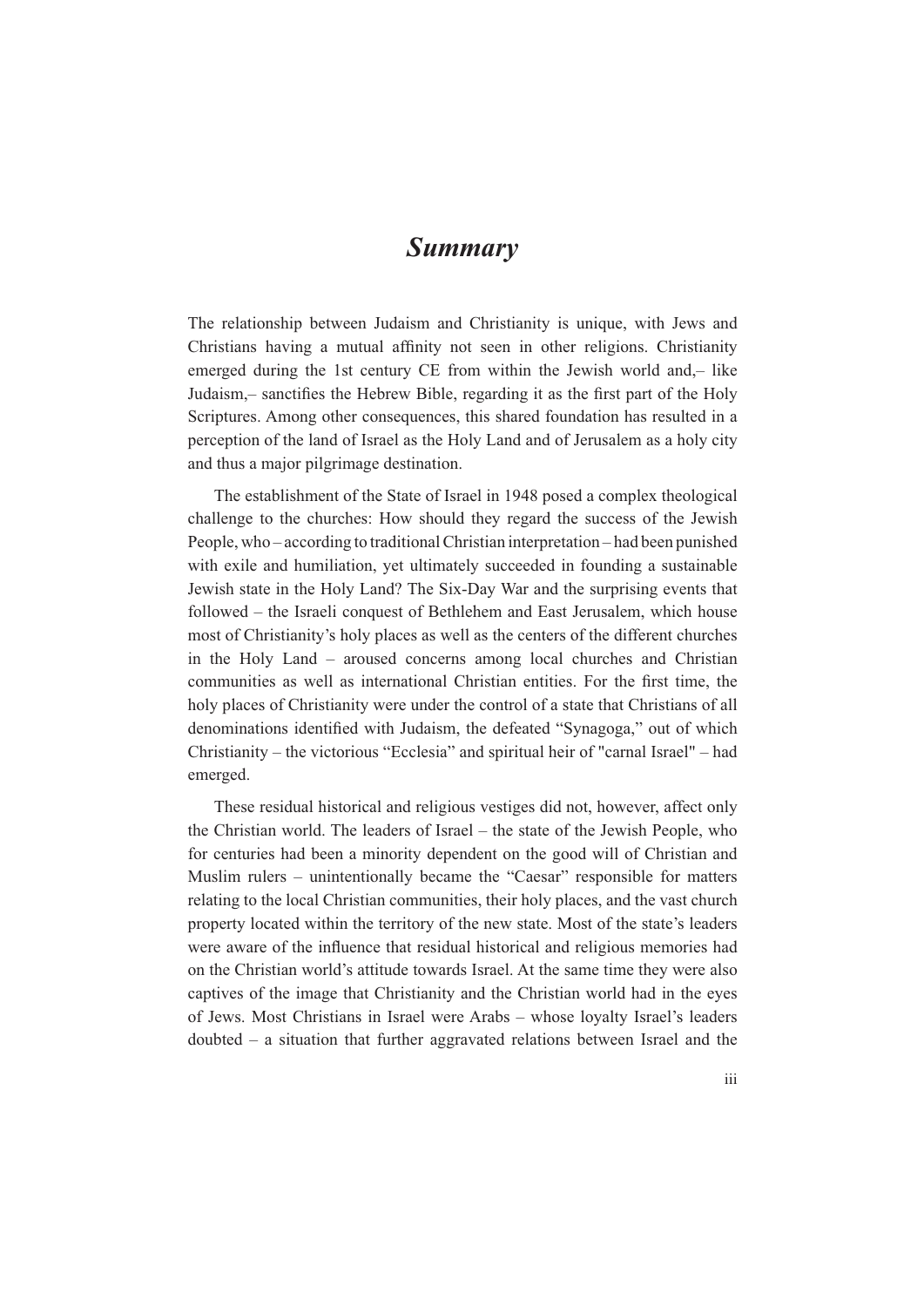# *Summary*

The relationship between Judaism and Christianity is unique, with Jews and Christians having a mutual affinity not seen in other religions. Christianity emerged during the 1st century CE from within the Jewish world and,– like Judaism,– sanctifies the Hebrew Bible, regarding it as the first part of the Holy Scriptures. Among other consequences, this shared foundation has resulted in a perception of the land of Israel as the Holy Land and of Jerusalem as a holy city and thus a major pilgrimage destination.

The establishment of the State of Israel in 1948 posed a complex theological challenge to the churches: How should they regard the success of the Jewish People, who – according to traditional Christian interpretation – had been punished with exile and humiliation, yet ultimately succeeded in founding a sustainable Jewish state in the Holy Land? The Six-Day War and the surprising events that followed – the Israeli conquest of Bethlehem and East Jerusalem, which house most of Christianity's holy places as well as the centers of the different churches in the Holy Land – aroused concerns among local churches and Christian communities as well as international Christian entities. For the first time, the holy places of Christianity were under the control of a state that Christians of all denominations identified with Judaism, the defeated "Synagoga," out of which Christianity – the victorious "Ecclesia" and spiritual heir of "carnal Israel" – had emerged.

These residual historical and religious vestiges did not, however, affect only the Christian world. The leaders of Israel – the state of the Jewish People, who for centuries had been a minority dependent on the good will of Christian and Muslim rulers – unintentionally became the "Caesar" responsible for matters relating to the local Christian communities, their holy places, and the vast church property located within the territory of the new state. Most of the state's leaders were aware of the influence that residual historical and religious memories had on the Christian world's attitude towards Israel. At the same time they were also captives of the image that Christianity and the Christian world had in the eyes of Jews. Most Christians in Israel were Arabs – whose loyalty Israel's leaders doubted – a situation that further aggravated relations between Israel and the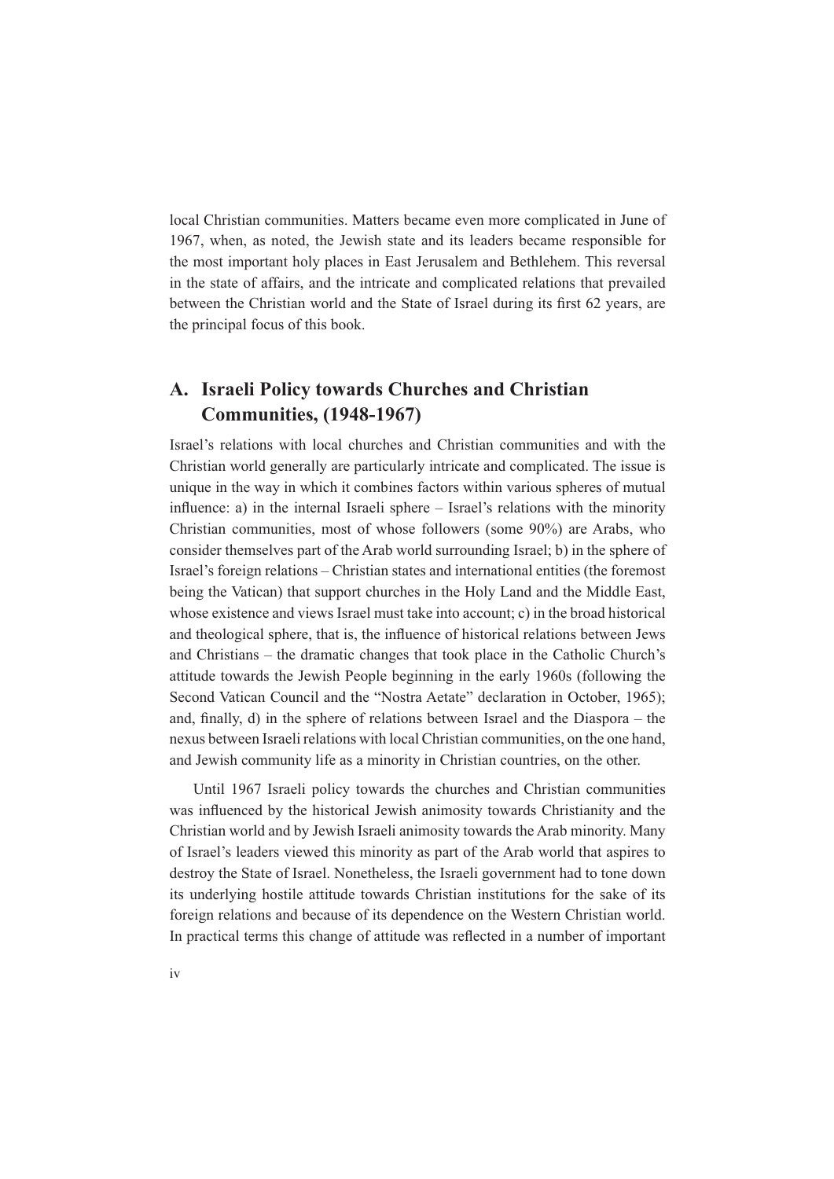local Christian communities. Matters became even more complicated in June of 1967, when, as noted, the Jewish state and its leaders became responsible for the most important holy places in East Jerusalem and Bethlehem. This reversal in the state of affairs, and the intricate and complicated relations that prevailed between the Christian world and the State of Israel during its first 62 years, are the principal focus of this book.

## A. Israeli Policy towards Churches and Christian Communities, (1948-1967)

Israel's relations with local churches and Christian communities and with the Christian world generally are particularly intricate and complicated. The issue is unique in the way in which it combines factors within various spheres of mutual influence: a) in the internal Israeli sphere – Israel's relations with the minority Christian communities, most of whose followers (some 90%) are Arabs, who consider themselves part of the Arab world surrounding Israel; b) in the sphere of Israel's foreign relations – Christian states and international entities (the foremost being the Vatican) that support churches in the Holy Land and the Middle East, whose existence and views Israel must take into account; c) in the broad historical and theological sphere, that is, the influence of historical relations between Jews and Christians – the dramatic changes that took place in the Catholic Church's attitude towards the Jewish People beginning in the early 1960s (following the Second Vatican Council and the "Nostra Aetate" declaration in October, 1965); and, finally, d) in the sphere of relations between Israel and the Diaspora – the nexus between Israeli relations with local Christian communities, on the one hand, and Jewish community life as a minority in Christian countries, on the other.

Until 1967 Israeli policy towards the churches and Christian communities was influenced by the historical Jewish animosity towards Christianity and the Christian world and by Jewish Israeli animosity towards the Arab minority. Many of Israel's leaders viewed this minority as part of the Arab world that aspires to destroy the State of Israel. Nonetheless, the Israeli government had to tone down its underlying hostile attitude towards Christian institutions for the sake of its foreign relations and because of its dependence on the Western Christian world. In practical terms this change of attitude was reflected in a number of important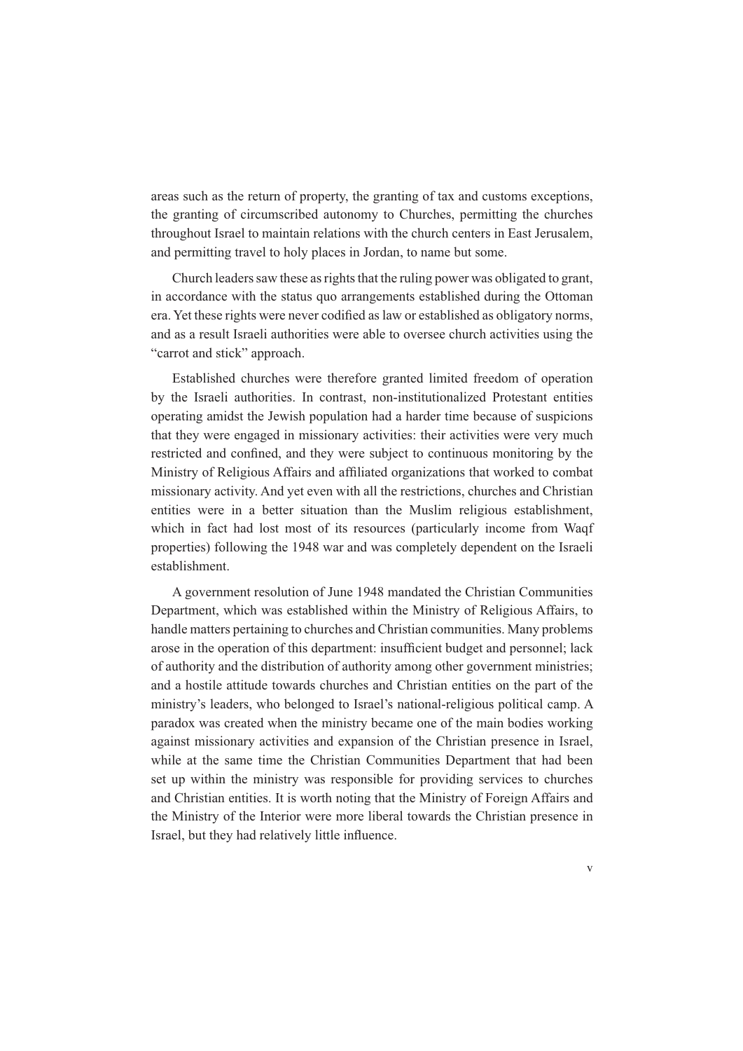areas such as the return of property, the granting of tax and customs exceptions, the granting of circumscribed autonomy to Churches, permitting the churches throughout Israel to maintain relations with the church centers in East Jerusalem, and permitting travel to holy places in Jordan, to name but some.

Church leaders saw these as rights that the ruling power was obligated to grant, in accordance with the status quo arrangements established during the Ottoman era. Yet these rights were never codified as law or established as obligatory norms, and as a result Israeli authorities were able to oversee church activities using the "carrot and stick" approach.

Established churches were therefore granted limited freedom of operation by the Israeli authorities. In contrast, non-institutionalized Protestant entities operating amidst the Jewish population had a harder time because of suspicions that they were engaged in missionary activities: their activities were very much restricted and confined, and they were subject to continuous monitoring by the Ministry of Religious Affairs and affiliated organizations that worked to combat missionary activity. And yet even with all the restrictions, churches and Christian entities were in a better situation than the Muslim religious establishment, which in fact had lost most of its resources (particularly income from Waqf properties) following the 1948 war and was completely dependent on the Israeli establishment.

A government resolution of June 1948 mandated the Christian Communities Department, which was established within the Ministry of Religious Affairs, to handle matters pertaining to churches and Christian communities. Many problems arose in the operation of this department: insufficient budget and personnel; lack of authority and the distribution of authority among other government ministries; and a hostile attitude towards churches and Christian entities on the part of the ministry's leaders, who belonged to Israel's national-religious political camp. A paradox was created when the ministry became one of the main bodies working against missionary activities and expansion of the Christian presence in Israel, while at the same time the Christian Communities Department that had been set up within the ministry was responsible for providing services to churches and Christian entities. It is worth noting that the Ministry of Foreign Affairs and the Ministry of the Interior were more liberal towards the Christian presence in Israel, but they had relatively little influence.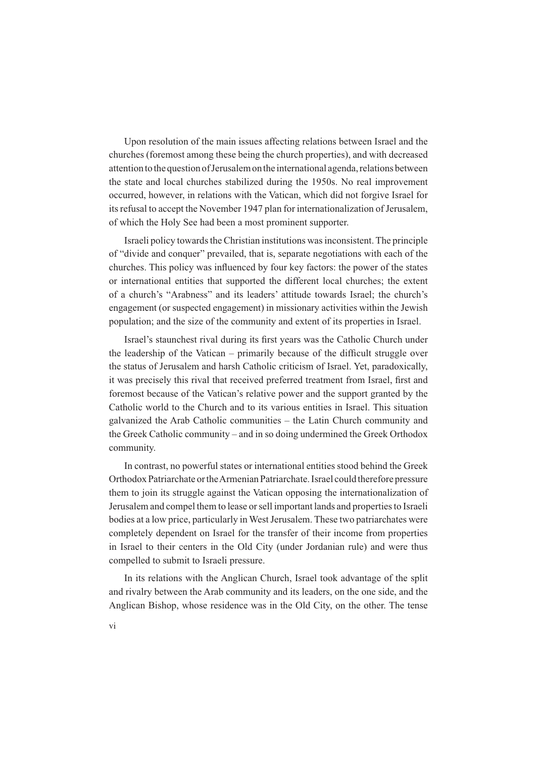Upon resolution of the main issues affecting relations between Israel and the churches (foremost among these being the church properties), and with decreased attention to the question of Jerusalem on the international agenda, relations between the state and local churches stabilized during the 1950s. No real improvement occurred, however, in relations with the Vatican, which did not forgive Israel for its refusal to accept the November 1947 plan for internationalization of Jerusalem, of which the Holy See had been a most prominent supporter.

Israeli policy towards the Christian institutions was inconsistent. The principle of "divide and conquer" prevailed, that is, separate negotiations with each of the churches. This policy was influenced by four key factors: the power of the states or international entities that supported the different local churches; the extent of a church's "Arabness" and its leaders' attitude towards Israel; the church's engagement (or suspected engagement) in missionary activities within the Jewish population; and the size of the community and extent of its properties in Israel.

Israel's staunchest rival during its first years was the Catholic Church under the leadership of the Vatican – primarily because of the difficult struggle over the status of Jerusalem and harsh Catholic criticism of Israel. Yet, paradoxically, it was precisely this rival that received preferred treatment from Israel, first and foremost because of the Vatican's relative power and the support granted by the Catholic world to the Church and to its various entities in Israel. This situation galvanized the Arab Catholic communities – the Latin Church community and the Greek Catholic community – and in so doing undermined the Greek Orthodox community.

In contrast, no powerful states or international entities stood behind the Greek Orthodox Patriarchate or the Armenian Patriarchate. Israel could therefore pressure them to join its struggle against the Vatican opposing the internationalization of Jerusalem and compel them to lease or sell important lands and properties to Israeli bodies at a low price, particularly in West Jerusalem. These two patriarchates were completely dependent on Israel for the transfer of their income from properties in Israel to their centers in the Old City (under Jordanian rule) and were thus compelled to submit to Israeli pressure.

In its relations with the Anglican Church, Israel took advantage of the split and rivalry between the Arab community and its leaders, on the one side, and the Anglican Bishop, whose residence was in the Old City, on the other. The tense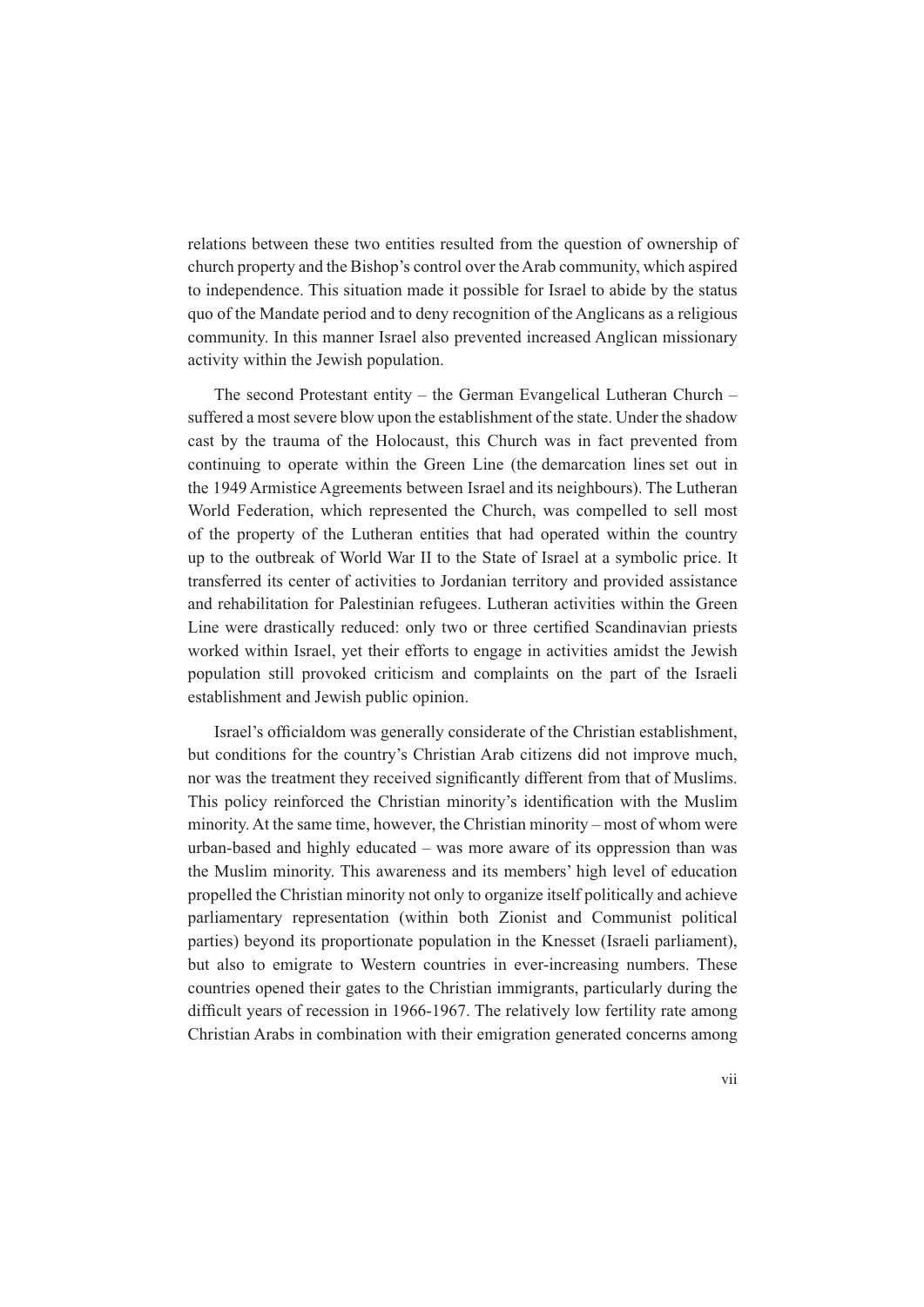relations between these two entities resulted from the question of ownership of church property and the Bishop's control over the Arab community, which aspired to independence. This situation made it possible for Israel to abide by the status quo of the Mandate period and to deny recognition of the Anglicans as a religious community. In this manner Israel also prevented increased Anglican missionary activity within the Jewish population.

The second Protestant entity – the German Evangelical Lutheran Church – suffered a most severe blow upon the establishment of the state. Under the shadow cast by the trauma of the Holocaust, this Church was in fact prevented from continuing to operate within the Green Line (the demarcation lines set out in the 1949 Armistice Agreements between Israel and its neighbours). The Lutheran World Federation, which represented the Church, was compelled to sell most of the property of the Lutheran entities that had operated within the country up to the outbreak of World War II to the State of Israel at a symbolic price. It transferred its center of activities to Jordanian territory and provided assistance and rehabilitation for Palestinian refugees. Lutheran activities within the Green Line were drastically reduced: only two or three certified Scandinavian priests worked within Israel, yet their efforts to engage in activities amidst the Jewish population still provoked criticism and complaints on the part of the Israeli establishment and Jewish public opinion.

Israel's officialdom was generally considerate of the Christian establishment, but conditions for the country's Christian Arab citizens did not improve much, nor was the treatment they received significantly different from that of Muslims. This policy reinforced the Christian minority's identification with the Muslim minority. At the same time, however, the Christian minority – most of whom were urban-based and highly educated – was more aware of its oppression than was the Muslim minority. This awareness and its members' high level of education propelled the Christian minority not only to organize itself politically and achieve parliamentary representation (within both Zionist and Communist political parties) beyond its proportionate population in the Knesset (Israeli parliament), but also to emigrate to Western countries in ever-increasing numbers. These countries opened their gates to the Christian immigrants, particularly during the difficult years of recession in 1966-1967. The relatively low fertility rate among Christian Arabs in combination with their emigration generated concerns among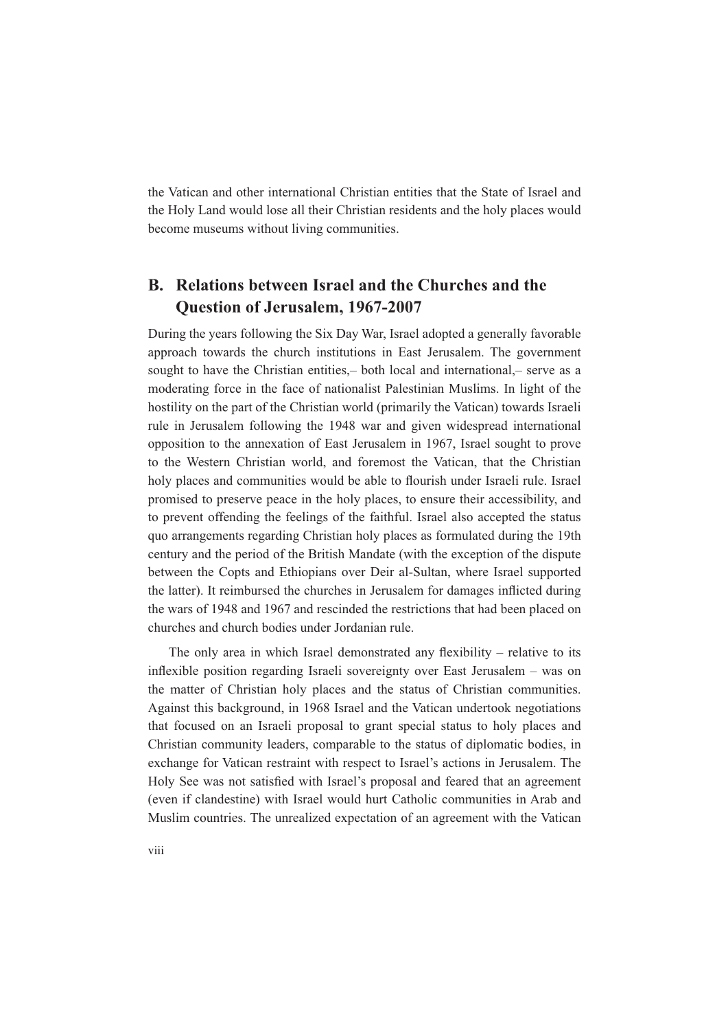the Vatican and other international Christian entities that the State of Israel and the Holy Land would lose all their Christian residents and the holy places would become museums without living communities.

## B. Relations between Israel and the Churches and the Question of Jerusalem, 1967-2007

During the years following the Six Day War, Israel adopted a generally favorable approach towards the church institutions in East Jerusalem. The government sought to have the Christian entities,– both local and international,– serve as a moderating force in the face of nationalist Palestinian Muslims. In light of the hostility on the part of the Christian world (primarily the Vatican) towards Israeli rule in Jerusalem following the 1948 war and given widespread international opposition to the annexation of East Jerusalem in 1967, Israel sought to prove to the Western Christian world, and foremost the Vatican, that the Christian holy places and communities would be able to flourish under Israeli rule. Israel promised to preserve peace in the holy places, to ensure their accessibility, and to prevent offending the feelings of the faithful. Israel also accepted the status quo arrangements regarding Christian holy places as formulated during the 19th century and the period of the British Mandate (with the exception of the dispute between the Copts and Ethiopians over Deir al-Sultan, where Israel supported the latter). It reimbursed the churches in Jerusalem for damages inflicted during the wars of 1948 and 1967 and rescinded the restrictions that had been placed on churches and church bodies under Jordanian rule.

The only area in which Israel demonstrated any flexibility – relative to its inflexible position regarding Israeli sovereignty over East Jerusalem – was on the matter of Christian holy places and the status of Christian communities. Against this background, in 1968 Israel and the Vatican undertook negotiations that focused on an Israeli proposal to grant special status to holy places and Christian community leaders, comparable to the status of diplomatic bodies, in exchange for Vatican restraint with respect to Israel's actions in Jerusalem. The Holy See was not satisfied with Israel's proposal and feared that an agreement (even if clandestine) with Israel would hurt Catholic communities in Arab and Muslim countries. The unrealized expectation of an agreement with the Vatican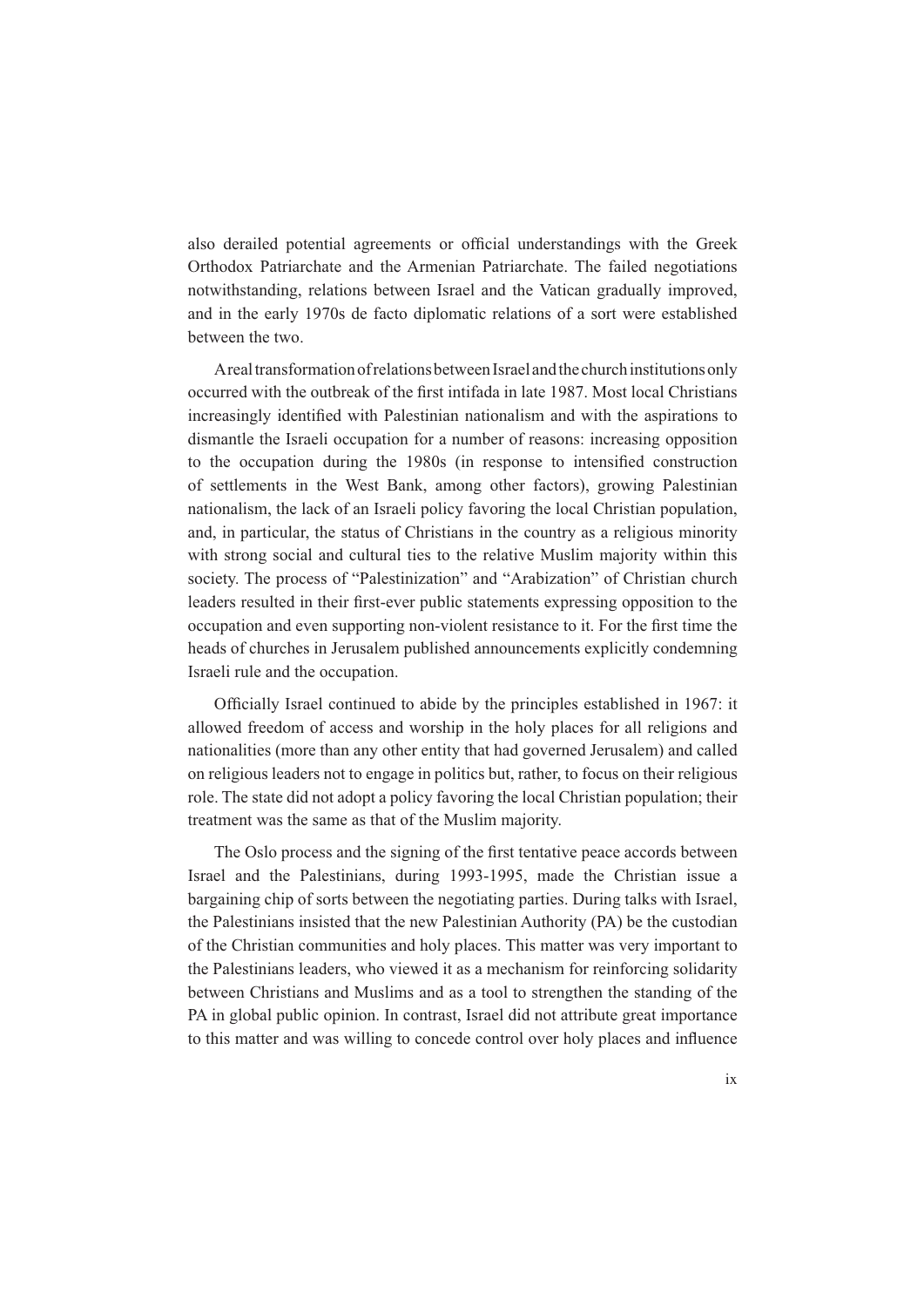also derailed potential agreements or official understandings with the Greek Orthodox Patriarchate and the Armenian Patriarchate. The failed negotiations notwithstanding, relations between Israel and the Vatican gradually improved, and in the early 1970s de facto diplomatic relations of a sort were established between the two.

A real transformation of relations between Israel and the church institutions only occurred with the outbreak of the first intifada in late 1987. Most local Christians increasingly identified with Palestinian nationalism and with the aspirations to dismantle the Israeli occupation for a number of reasons: increasing opposition to the occupation during the 1980s (in response to intensified construction of settlements in the West Bank, among other factors), growing Palestinian nationalism, the lack of an Israeli policy favoring the local Christian population, and, in particular, the status of Christians in the country as a religious minority with strong social and cultural ties to the relative Muslim majority within this society. The process of "Palestinization" and "Arabization" of Christian church leaders resulted in their first-ever public statements expressing opposition to the occupation and even supporting non-violent resistance to it. For the first time the heads of churches in Jerusalem published announcements explicitly condemning Israeli rule and the occupation.

Officially Israel continued to abide by the principles established in 1967: it allowed freedom of access and worship in the holy places for all religions and nationalities (more than any other entity that had governed Jerusalem) and called on religious leaders not to engage in politics but, rather, to focus on their religious role. The state did not adopt a policy favoring the local Christian population; their treatment was the same as that of the Muslim majority.

The Oslo process and the signing of the first tentative peace accords between Israel and the Palestinians, during 1993-1995, made the Christian issue a bargaining chip of sorts between the negotiating parties. During talks with Israel, the Palestinians insisted that the new Palestinian Authority (PA) be the custodian of the Christian communities and holy places. This matter was very important to the Palestinians leaders, who viewed it as a mechanism for reinforcing solidarity between Christians and Muslims and as a tool to strengthen the standing of the PA in global public opinion. In contrast, Israel did not attribute great importance to this matter and was willing to concede control over holy places and influence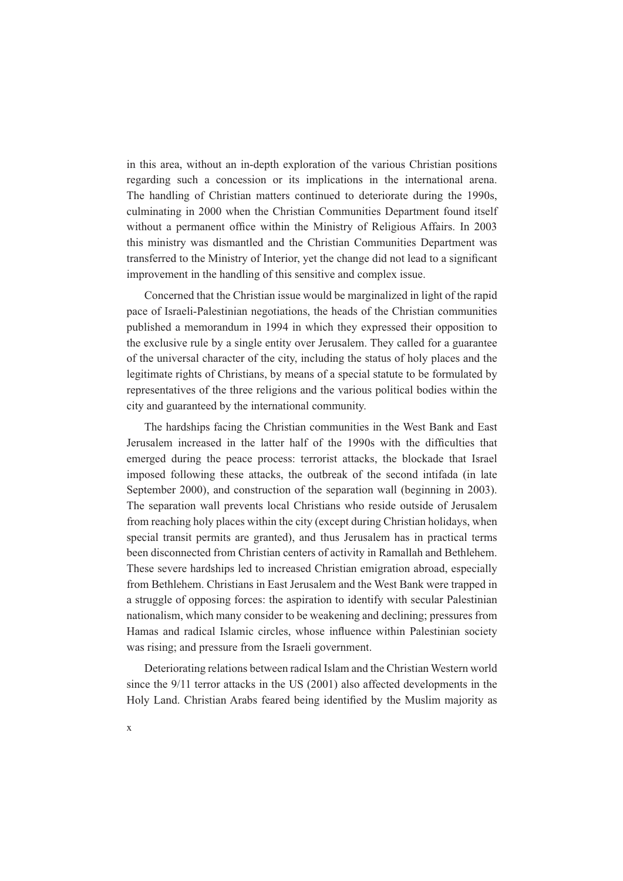in this area, without an in-depth exploration of the various Christian positions regarding such a concession or its implications in the international arena. The handling of Christian matters continued to deteriorate during the 1990s, culminating in 2000 when the Christian Communities Department found itself without a permanent office within the Ministry of Religious Affairs. In 2003 this ministry was dismantled and the Christian Communities Department was transferred to the Ministry of Interior, yet the change did not lead to a significant improvement in the handling of this sensitive and complex issue.

Concerned that the Christian issue would be marginalized in light of the rapid pace of Israeli-Palestinian negotiations, the heads of the Christian communities published a memorandum in 1994 in which they expressed their opposition to the exclusive rule by a single entity over Jerusalem. They called for a guarantee of the universal character of the city, including the status of holy places and the legitimate rights of Christians, by means of a special statute to be formulated by representatives of the three religions and the various political bodies within the city and guaranteed by the international community.

The hardships facing the Christian communities in the West Bank and East Jerusalem increased in the latter half of the 1990s with the difficulties that emerged during the peace process: terrorist attacks, the blockade that Israel imposed following these attacks, the outbreak of the second intifada (in late September 2000), and construction of the separation wall (beginning in 2003). The separation wall prevents local Christians who reside outside of Jerusalem from reaching holy places within the city (except during Christian holidays, when special transit permits are granted), and thus Jerusalem has in practical terms been disconnected from Christian centers of activity in Ramallah and Bethlehem. These severe hardships led to increased Christian emigration abroad, especially from Bethlehem. Christians in East Jerusalem and the West Bank were trapped in a struggle of opposing forces: the aspiration to identify with secular Palestinian nationalism, which many consider to be weakening and declining; pressures from Hamas and radical Islamic circles, whose influence within Palestinian society was rising; and pressure from the Israeli government.

Deteriorating relations between radical Islam and the Christian Western world since the 9/11 terror attacks in the US (2001) also affected developments in the Holy Land. Christian Arabs feared being identified by the Muslim majority as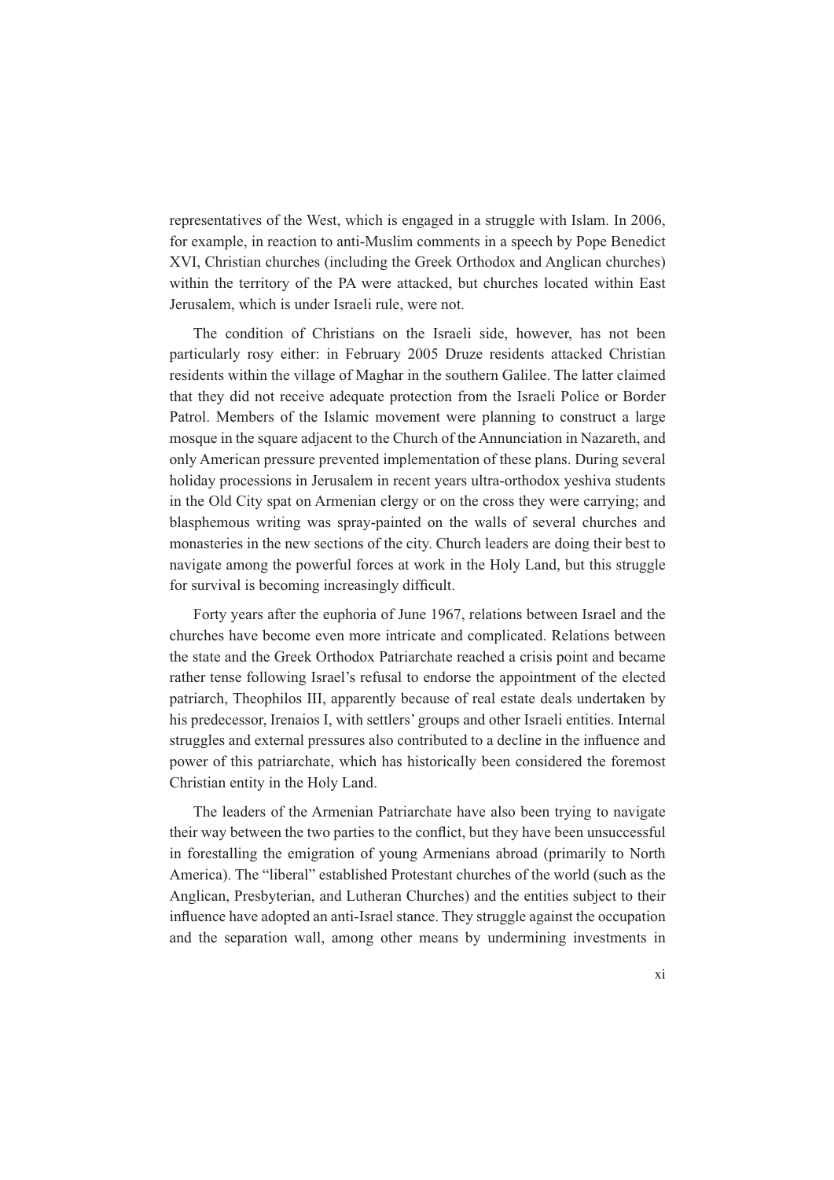representatives of the West, which is engaged in a struggle with Islam. In 2006, for example, in reaction to anti-Muslim comments in a speech by Pope Benedict XVI, Christian churches (including the Greek Orthodox and Anglican churches) within the territory of the PA were attacked, but churches located within East Jerusalem, which is under Israeli rule, were not.

The condition of Christians on the Israeli side, however, has not been particularly rosy either: in February 2005 Druze residents attacked Christian residents within the village of Maghar in the southern Galilee. The latter claimed that they did not receive adequate protection from the Israeli Police or Border Patrol. Members of the Islamic movement were planning to construct a large mosque in the square adjacent to the Church of the Annunciation in Nazareth, and only American pressure prevented implementation of these plans. During several holiday processions in Jerusalem in recent years ultra-orthodox yeshiva students in the Old City spat on Armenian clergy or on the cross they were carrying; and blasphemous writing was spray-painted on the walls of several churches and monasteries in the new sections of the city. Church leaders are doing their best to navigate among the powerful forces at work in the Holy Land, but this struggle for survival is becoming increasingly difficult.

Forty years after the euphoria of June 1967, relations between Israel and the churches have become even more intricate and complicated. Relations between the state and the Greek Orthodox Patriarchate reached a crisis point and became rather tense following Israel's refusal to endorse the appointment of the elected patriarch, Theophilos III, apparently because of real estate deals undertaken by his predecessor, Irenaios I, with settlers' groups and other Israeli entities. Internal struggles and external pressures also contributed to a decline in the influence and power of this patriarchate, which has historically been considered the foremost Christian entity in the Holy Land.

The leaders of the Armenian Patriarchate have also been trying to navigate their way between the two parties to the conflict, but they have been unsuccessful in forestalling the emigration of young Armenians abroad (primarily to North America). The "liberal" established Protestant churches of the world (such as the Anglican, Presbyterian, and Lutheran Churches) and the entities subject to their influence have adopted an anti-Israel stance. They struggle against the occupation and the separation wall, among other means by undermining investments in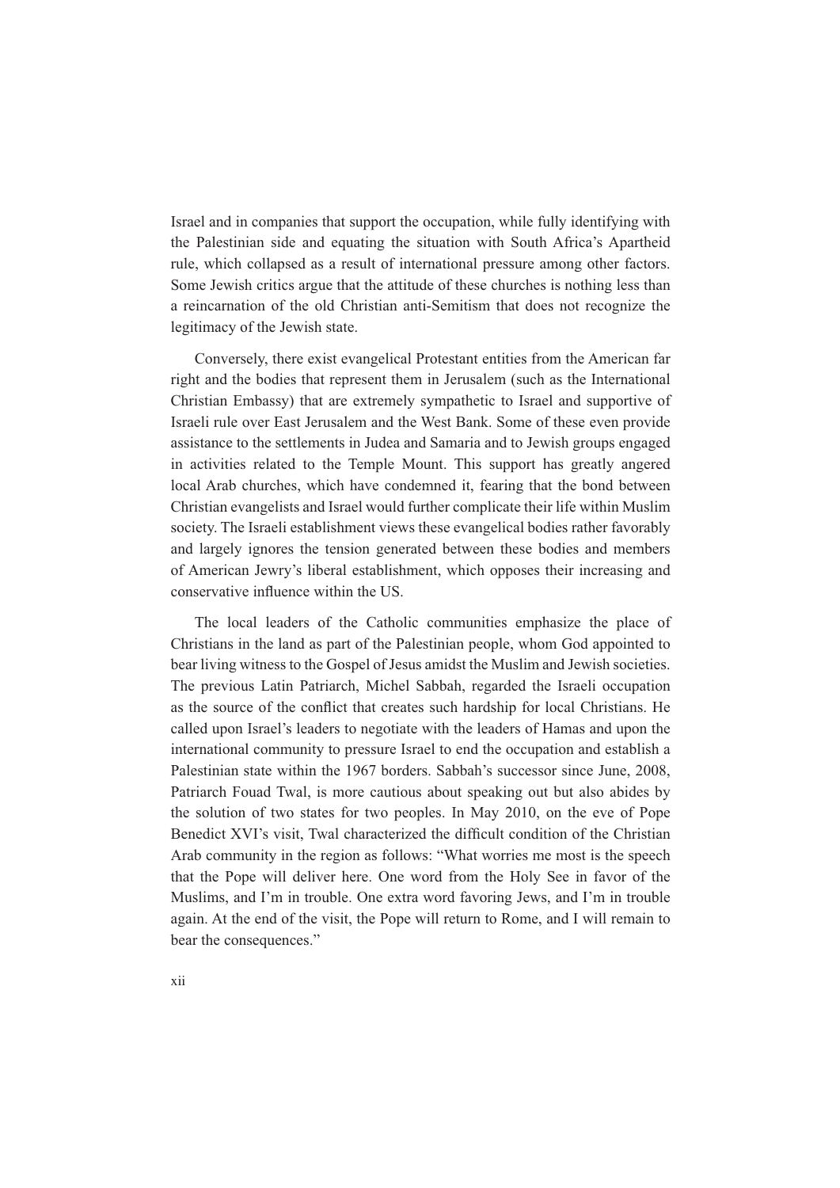Israel and in companies that support the occupation, while fully identifying with the Palestinian side and equating the situation with South Africa's Apartheid rule, which collapsed as a result of international pressure among other factors. Some Jewish critics argue that the attitude of these churches is nothing less than a reincarnation of the old Christian anti-Semitism that does not recognize the legitimacy of the Jewish state.

Conversely, there exist evangelical Protestant entities from the American far right and the bodies that represent them in Jerusalem (such as the International Christian Embassy) that are extremely sympathetic to Israel and supportive of Israeli rule over East Jerusalem and the West Bank. Some of these even provide assistance to the settlements in Judea and Samaria and to Jewish groups engaged in activities related to the Temple Mount. This support has greatly angered local Arab churches, which have condemned it, fearing that the bond between Christian evangelists and Israel would further complicate their life within Muslim society. The Israeli establishment views these evangelical bodies rather favorably and largely ignores the tension generated between these bodies and members of American Jewry's liberal establishment, which opposes their increasing and conservative influence within the US.

The local leaders of the Catholic communities emphasize the place of Christians in the land as part of the Palestinian people, whom God appointed to bear living witness to the Gospel of Jesus amidst the Muslim and Jewish societies. The previous Latin Patriarch, Michel Sabbah, regarded the Israeli occupation as the source of the conflict that creates such hardship for local Christians. He called upon Israel's leaders to negotiate with the leaders of Hamas and upon the international community to pressure Israel to end the occupation and establish a Palestinian state within the 1967 borders. Sabbah's successor since June, 2008, Patriarch Fouad Twal, is more cautious about speaking out but also abides by the solution of two states for two peoples. In May 2010, on the eve of Pope Benedict XVI's visit, Twal characterized the difficult condition of the Christian Arab community in the region as follows: "What worries me most is the speech that the Pope will deliver here. One word from the Holy See in favor of the Muslims, and I'm in trouble. One extra word favoring Jews, and I'm in trouble again. At the end of the visit, the Pope will return to Rome, and I will remain to bear the consequences."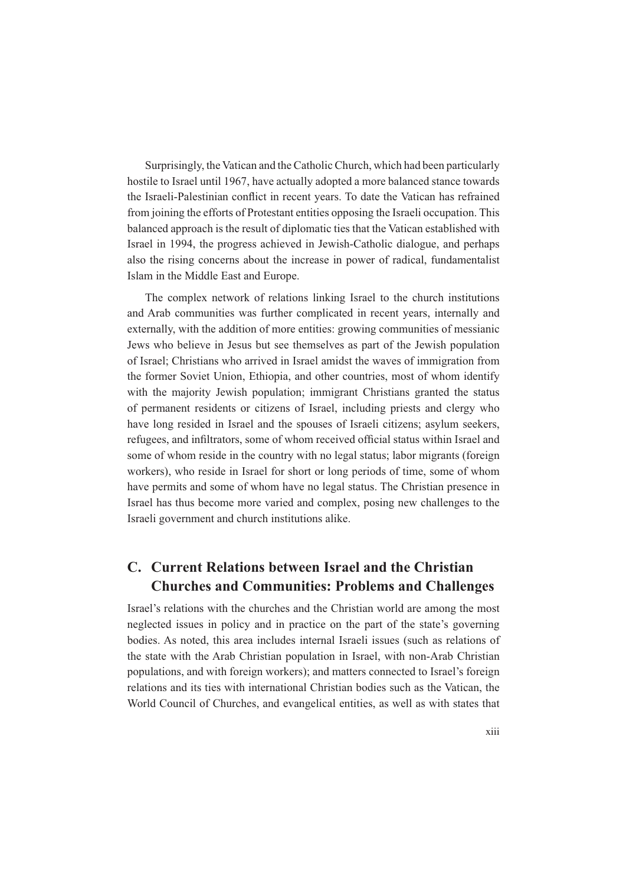Surprisingly, the Vatican and the Catholic Church, which had been particularly hostile to Israel until 1967, have actually adopted a more balanced stance towards the Israeli-Palestinian conflict in recent years. To date the Vatican has refrained from joining the efforts of Protestant entities opposing the Israeli occupation. This balanced approach is the result of diplomatic ties that the Vatican established with Israel in 1994, the progress achieved in Jewish-Catholic dialogue, and perhaps also the rising concerns about the increase in power of radical, fundamentalist Islam in the Middle East and Europe.

The complex network of relations linking Israel to the church institutions and Arab communities was further complicated in recent years, internally and externally, with the addition of more entities: growing communities of messianic Jews who believe in Jesus but see themselves as part of the Jewish population of Israel; Christians who arrived in Israel amidst the waves of immigration from the former Soviet Union, Ethiopia, and other countries, most of whom identify with the majority Jewish population; immigrant Christians granted the status of permanent residents or citizens of Israel, including priests and clergy who have long resided in Israel and the spouses of Israeli citizens; asylum seekers, refugees, and infiltrators, some of whom received official status within Israel and some of whom reside in the country with no legal status; labor migrants (foreign workers), who reside in Israel for short or long periods of time, some of whom have permits and some of whom have no legal status. The Christian presence in Israel has thus become more varied and complex, posing new challenges to the Israeli government and church institutions alike.

## C. Current Relations between Israel and the Christian Churches and Communities: Problems and Challenges

Israel's relations with the churches and the Christian world are among the most neglected issues in policy and in practice on the part of the state's governing bodies. As noted, this area includes internal Israeli issues (such as relations of the state with the Arab Christian population in Israel, with non-Arab Christian populations, and with foreign workers); and matters connected to Israel's foreign relations and its ties with international Christian bodies such as the Vatican, the World Council of Churches, and evangelical entities, as well as with states that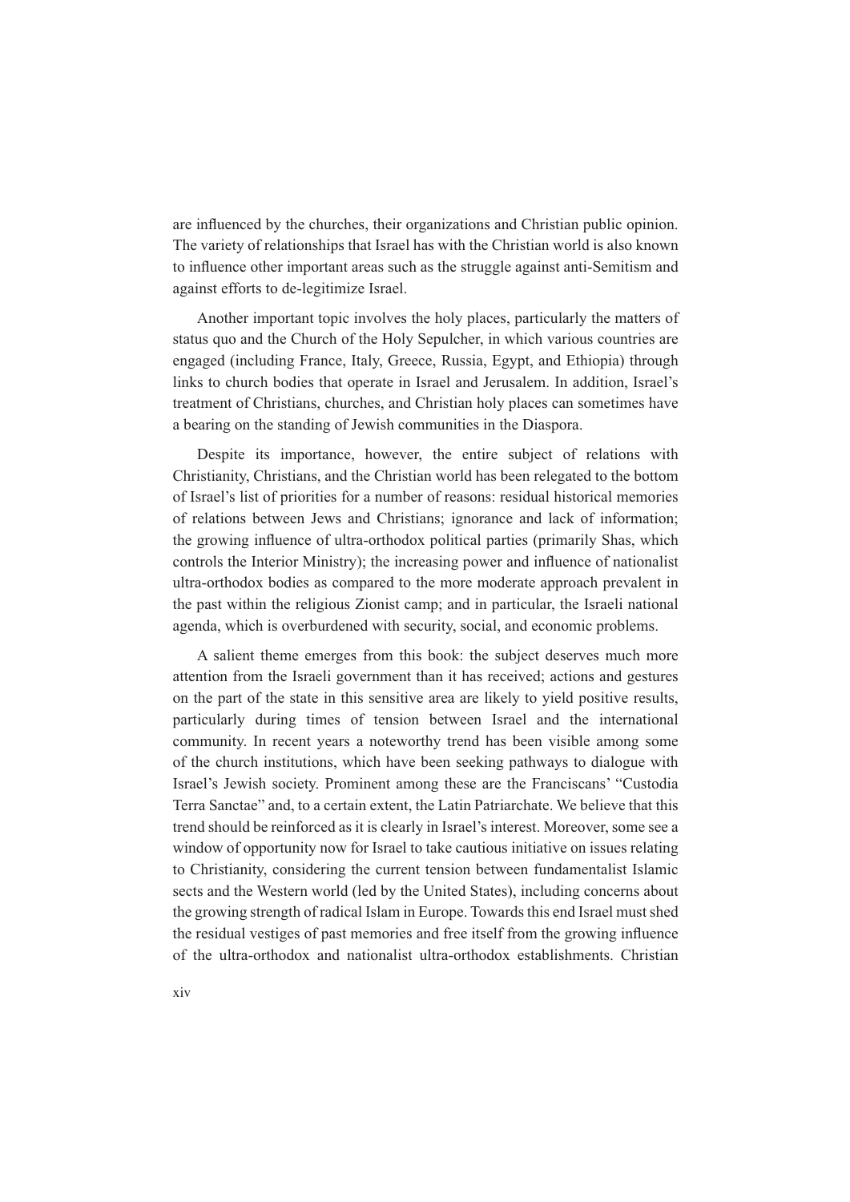are influenced by the churches, their organizations and Christian public opinion. The variety of relationships that Israel has with the Christian world is also known to influence other important areas such as the struggle against anti-Semitism and against efforts to de-legitimize Israel.

Another important topic involves the holy places, particularly the matters of status quo and the Church of the Holy Sepulcher, in which various countries are engaged (including France, Italy, Greece, Russia, Egypt, and Ethiopia) through links to church bodies that operate in Israel and Jerusalem. In addition, Israel's treatment of Christians, churches, and Christian holy places can sometimes have a bearing on the standing of Jewish communities in the Diaspora.

Despite its importance, however, the entire subject of relations with Christianity, Christians, and the Christian world has been relegated to the bottom of Israel's list of priorities for a number of reasons: residual historical memories of relations between Jews and Christians; ignorance and lack of information; the growing influence of ultra-orthodox political parties (primarily Shas, which controls the Interior Ministry); the increasing power and influence of nationalist ultra-orthodox bodies as compared to the more moderate approach prevalent in the past within the religious Zionist camp; and in particular, the Israeli national agenda, which is overburdened with security, social, and economic problems.

A salient theme emerges from this book: the subject deserves much more attention from the Israeli government than it has received; actions and gestures on the part of the state in this sensitive area are likely to yield positive results, particularly during times of tension between Israel and the international community. In recent years a noteworthy trend has been visible among some of the church institutions, which have been seeking pathways to dialogue with Israel's Jewish society. Prominent among these are the Franciscans' "Custodia Terra Sanctae" and, to a certain extent, the Latin Patriarchate. We believe that this trend should be reinforced as it is clearly in Israel's interest. Moreover, some see a window of opportunity now for Israel to take cautious initiative on issues relating to Christianity, considering the current tension between fundamentalist Islamic sects and the Western world (led by the United States), including concerns about the growing strength of radical Islam in Europe. Towards this end Israel must shed the residual vestiges of past memories and free itself from the growing influence of the ultra-orthodox and nationalist ultra-orthodox establishments. Christian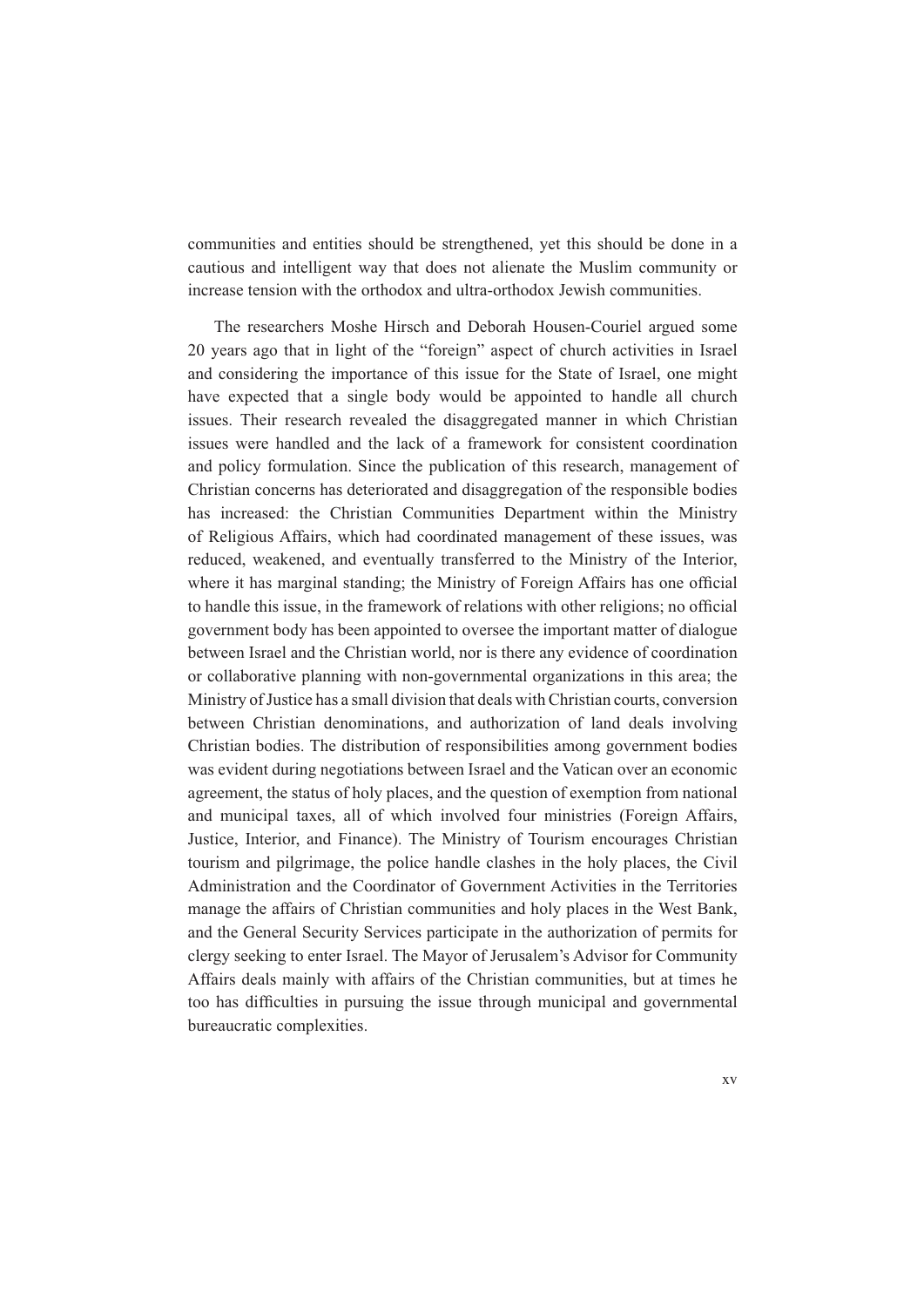communities and entities should be strengthened, yet this should be done in a cautious and intelligent way that does not alienate the Muslim community or increase tension with the orthodox and ultra-orthodox Jewish communities.

The researchers Moshe Hirsch and Deborah Housen-Couriel argued some 20 years ago that in light of the "foreign" aspect of church activities in Israel and considering the importance of this issue for the State of Israel, one might have expected that a single body would be appointed to handle all church issues. Their research revealed the disaggregated manner in which Christian issues were handled and the lack of a framework for consistent coordination and policy formulation. Since the publication of this research, management of Christian concerns has deteriorated and disaggregation of the responsible bodies has increased: the Christian Communities Department within the Ministry of Religious Affairs, which had coordinated management of these issues, was reduced, weakened, and eventually transferred to the Ministry of the Interior, where it has marginal standing; the Ministry of Foreign Affairs has one official to handle this issue, in the framework of relations with other religions; no official government body has been appointed to oversee the important matter of dialogue between Israel and the Christian world, nor is there any evidence of coordination or collaborative planning with non-governmental organizations in this area; the Ministry of Justice has a small division that deals with Christian courts, conversion between Christian denominations, and authorization of land deals involving Christian bodies. The distribution of responsibilities among government bodies was evident during negotiations between Israel and the Vatican over an economic agreement, the status of holy places, and the question of exemption from national and municipal taxes, all of which involved four ministries (Foreign Affairs, Justice, Interior, and Finance). The Ministry of Tourism encourages Christian tourism and pilgrimage, the police handle clashes in the holy places, the Civil Administration and the Coordinator of Government Activities in the Territories manage the affairs of Christian communities and holy places in the West Bank, and the General Security Services participate in the authorization of permits for clergy seeking to enter Israel. The Mayor of Jerusalem's Advisor for Community Affairs deals mainly with affairs of the Christian communities, but at times he too has difficulties in pursuing the issue through municipal and governmental bureaucratic complexities.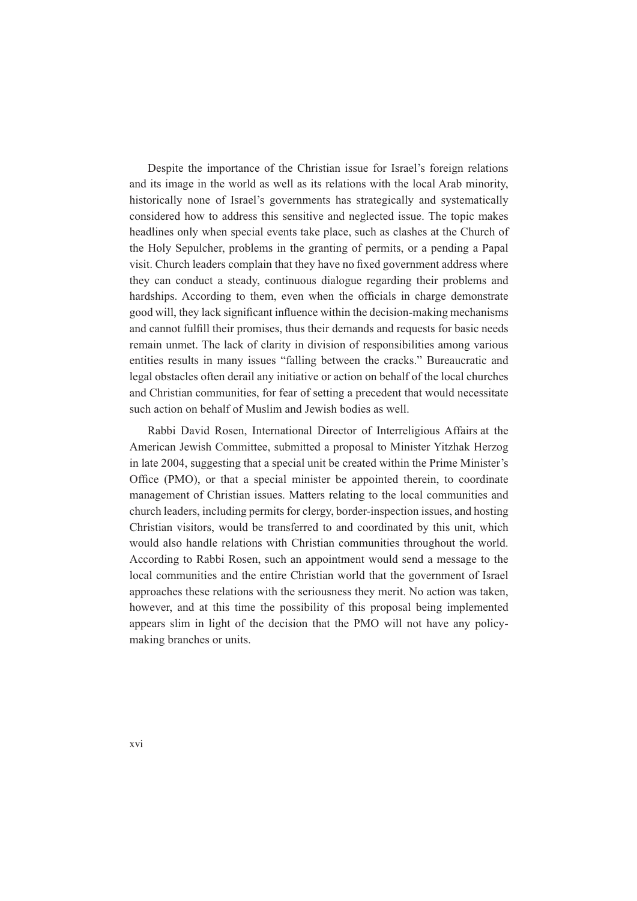Despite the importance of the Christian issue for Israel's foreign relations and its image in the world as well as its relations with the local Arab minority, historically none of Israel's governments has strategically and systematically considered how to address this sensitive and neglected issue. The topic makes headlines only when special events take place, such as clashes at the Church of the Holy Sepulcher, problems in the granting of permits, or a pending a Papal visit. Church leaders complain that they have no fixed government address where they can conduct a steady, continuous dialogue regarding their problems and hardships. According to them, even when the officials in charge demonstrate good will, they lack significant influence within the decision-making mechanisms and cannot fulfill their promises, thus their demands and requests for basic needs remain unmet. The lack of clarity in division of responsibilities among various entities results in many issues "falling between the cracks." Bureaucratic and legal obstacles often derail any initiative or action on behalf of the local churches and Christian communities, for fear of setting a precedent that would necessitate such action on behalf of Muslim and Jewish bodies as well.

Rabbi David Rosen, International Director of Interreligious Affairs at the American Jewish Committee, submitted a proposal to Minister Yitzhak Herzog in late 2004, suggesting that a special unit be created within the Prime Minister's Office (PMO), or that a special minister be appointed therein, to coordinate management of Christian issues. Matters relating to the local communities and church leaders, including permits for clergy, border-inspection issues, and hosting Christian visitors, would be transferred to and coordinated by this unit, which would also handle relations with Christian communities throughout the world. According to Rabbi Rosen, such an appointment would send a message to the local communities and the entire Christian world that the government of Israel approaches these relations with the seriousness they merit. No action was taken, however, and at this time the possibility of this proposal being implemented appears slim in light of the decision that the PMO will not have any policy-making branches or units.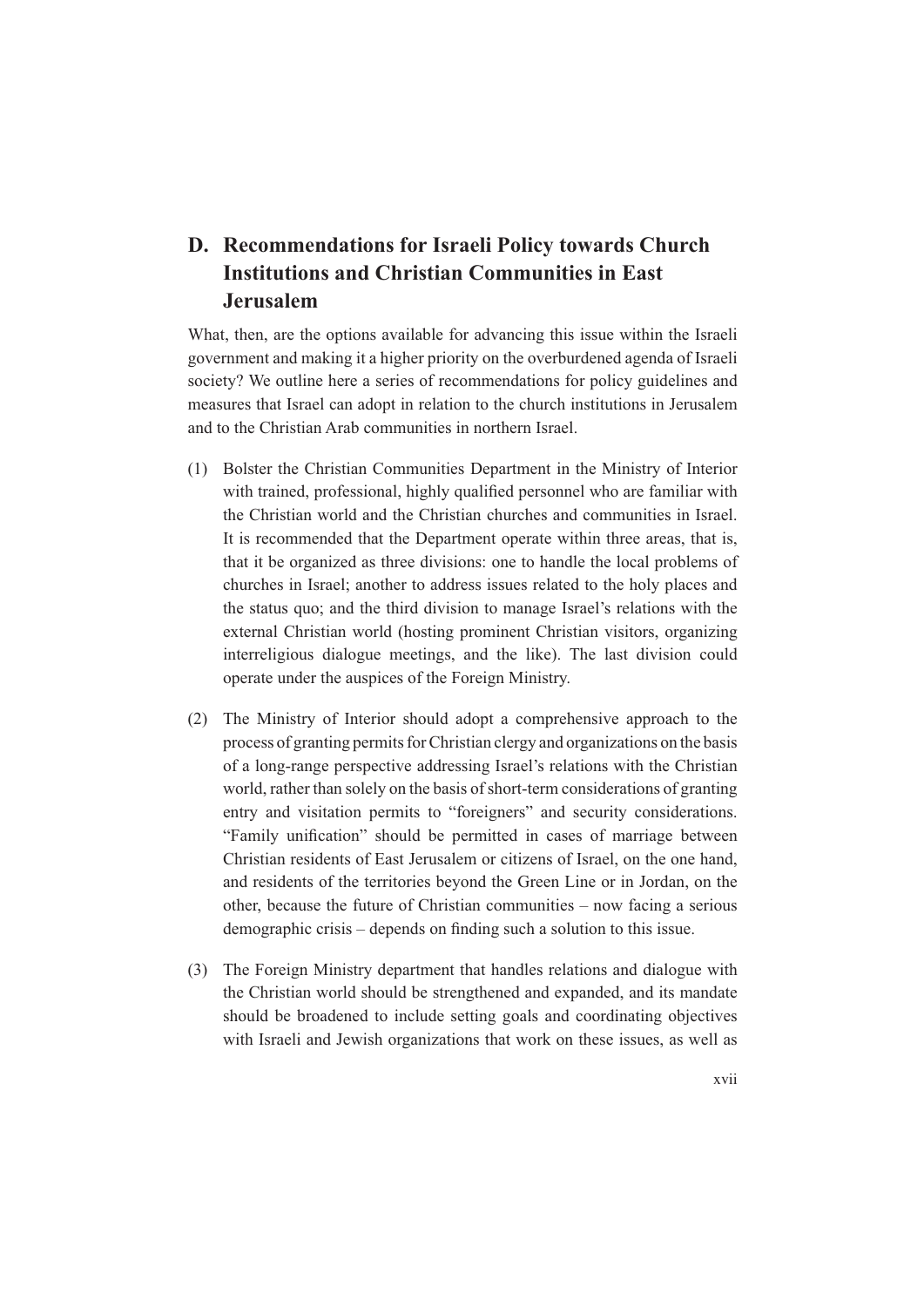## D. Recommendations for Israeli Policy towards Church Institutions and Christian Communities in East Jerusalem

What, then, are the options available for advancing this issue within the Israeli government and making it a higher priority on the overburdened agenda of Israeli society? We outline here a series of recommendations for policy guidelines and measures that Israel can adopt in relation to the church institutions in Jerusalem and to the Christian Arab communities in northern Israel.

(1) Bolster the Christian Communities Department in the Ministry of Interior with trained, professional, highly qualified personnel who are familiar with the Christian world and the Christian churches and communities in Israel. It is recommended that the Department operate within three areas, that is, that it be organized as three divisions: one to handle the local problems of churches in Israel; another to address issues related to the holy places and the status quo; and the third division to manage Israel's relations with the external Christian world (hosting prominent Christian visitors, organizing interreligious dialogue meetings, and the like). The last division could operate under the auspices of the Foreign Ministry.

(2) The Ministry of Interior should adopt a comprehensive approach to the process of granting permits for Christian clergy and organizations on the basis of a long-range perspective addressing Israel's relations with the Christian world, rather than solely on the basis of short-term considerations of granting entry and visitation permits to "foreigners" and security considerations. "Family unification" should be permitted in cases of marriage between Christian residents of East Jerusalem or citizens of Israel, on the one hand, and residents of the territories beyond the Green Line or in Jordan, on the other, because the future of Christian communities – now facing a serious demographic crisis – depends on finding such a solution to this issue.

(3) The Foreign Ministry department that handles relations and dialogue with the Christian world should be strengthened and expanded, and its mandate should be broadened to include setting goals and coordinating objectives with Israeli and Jewish organizations that work on these issues, as well as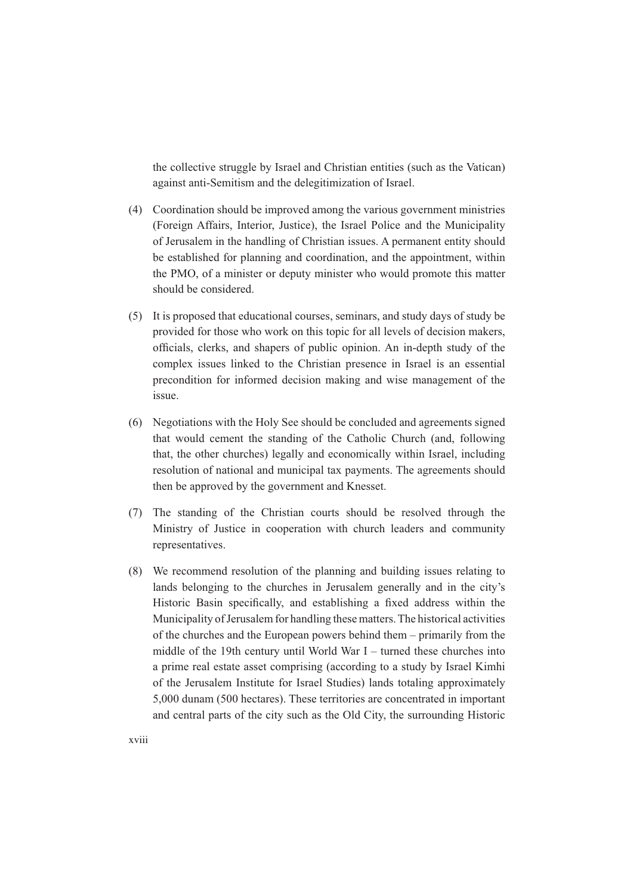the collective struggle by Israel and Christian entities (such as the Vatican) against anti-Semitism and the delegitimization of Israel.

(4) Coordination should be improved among the various government ministries (Foreign Affairs, Interior, Justice), the Israel Police and the Municipality of Jerusalem in the handling of Christian issues. A permanent entity should be established for planning and coordination, and the appointment, within the PMO, of a minister or deputy minister who would promote this matter should be considered.

(5) It is proposed that educational courses, seminars, and study days of study be provided for those who work on this topic for all levels of decision makers, officials, clerks, and shapers of public opinion. An in-depth study of the complex issues linked to the Christian presence in Israel is an essential precondition for informed decision making and wise management of the issue.

(6) Negotiations with the Holy See should be concluded and agreements signed that would cement the standing of the Catholic Church (and, following that, the other churches) legally and economically within Israel, including resolution of national and municipal tax payments. The agreements should then be approved by the government and Knesset.

(7) The standing of the Christian courts should be resolved through the Ministry of Justice in cooperation with church leaders and community representatives.

(8) We recommend resolution of the planning and building issues relating to lands belonging to the churches in Jerusalem generally and in the city's Historic Basin specifically, and establishing a fixed address within the Municipality of Jerusalem for handling these matters. The historical activities of the churches and the European powers behind them – primarily from the middle of the 19th century until World War I – turned these churches into a prime real estate asset comprising (according to a study by Israel Kimhi of the Jerusalem Institute for Israel Studies) lands totaling approximately 5,000 dunam (500 hectares). These territories are concentrated in important and central parts of the city such as the Old City, the surrounding Historic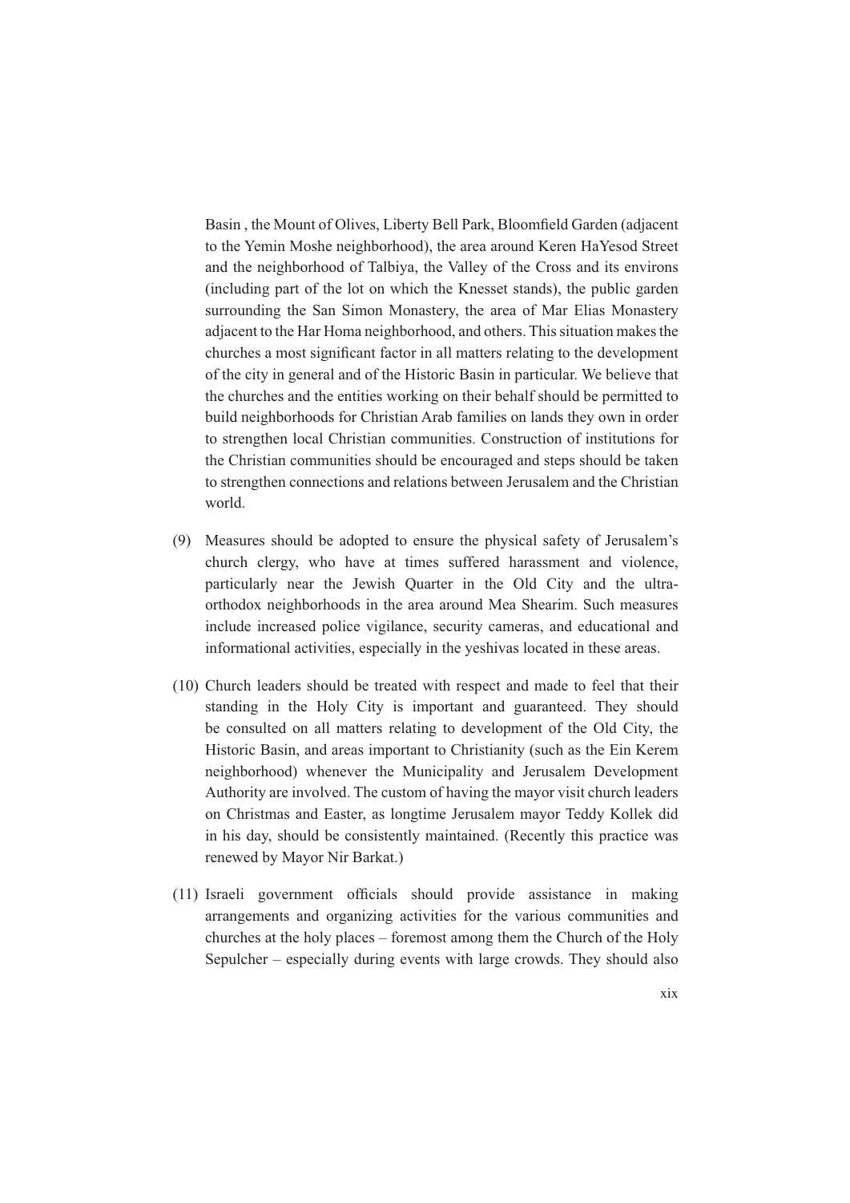Basin , the Mount of Olives, Liberty Bell Park, Bloomfield Garden (adjacent to the Yemin Moshe neighborhood), the area around Keren HaYesod Street and the neighborhood of Talbiya, the Valley of the Cross and its environs (including part of the lot on which the Knesset stands), the public garden surrounding the San Simon Monastery, the area of Mar Elias Monastery adjacent to the Har Homa neighborhood, and others. This situation makes the churches a most significant factor in all matters relating to the development of the city in general and of the Historic Basin in particular. We believe that the churches and the entities working on their behalf should be permitted to build neighborhoods for Christian Arab families on lands they own in order to strengthen local Christian communities. Construction of institutions for the Christian communities should be encouraged and steps should be taken to strengthen connections and relations between Jerusalem and the Christian world.

(9) Measures should be adopted to ensure the physical safety of Jerusalem's church clergy, who have at times suffered harassment and violence, particularly near the Jewish Quarter in the Old City and the ultra-orthodox neighborhoods in the area around Mea Shearim. Such measures include increased police vigilance, security cameras, and educational and informational activities, especially in the yeshivas located in these areas.

(10) Church leaders should be treated with respect and made to feel that their standing in the Holy City is important and guaranteed. They should be consulted on all matters relating to development of the Old City, the Historic Basin, and areas important to Christianity (such as the Ein Kerem neighborhood) whenever the Municipality and Jerusalem Development Authority are involved. The custom of having the mayor visit church leaders on Christmas and Easter, as longtime Jerusalem mayor Teddy Kollek did in his day, should be consistently maintained. (Recently this practice was renewed by Mayor Nir Barkat.)

(11) Israeli government officials should provide assistance in making arrangements and organizing activities for the various communities and churches at the holy places – foremost among them the Church of the Holy Sepulcher – especially during events with large crowds. They should also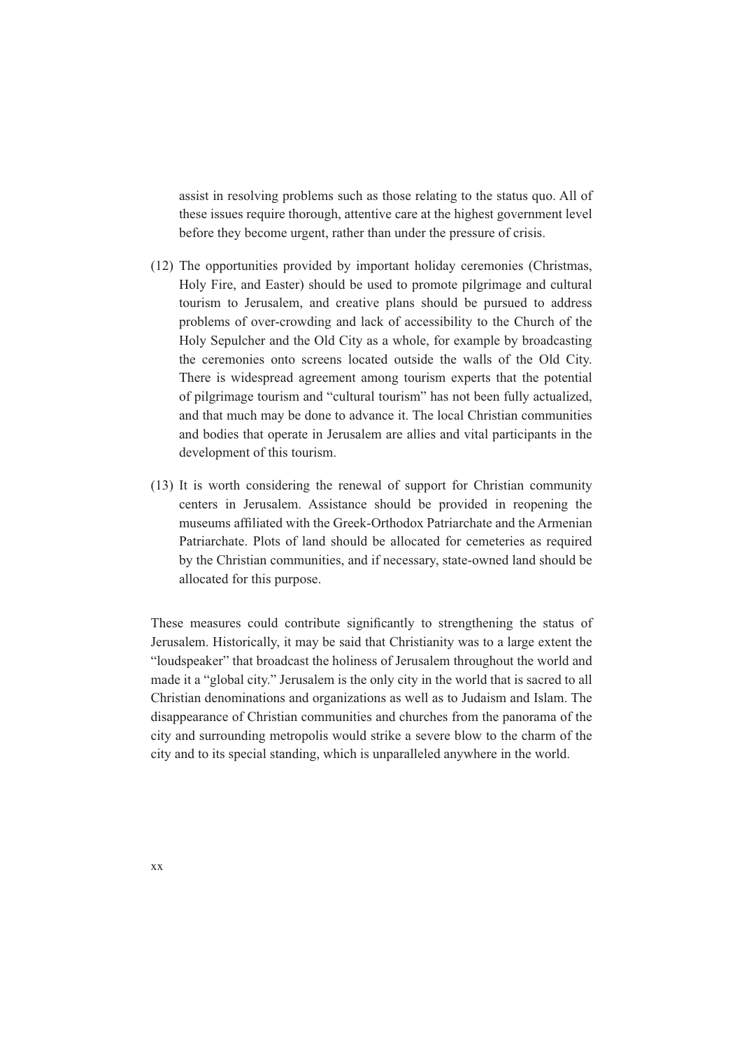assist in resolving problems such as those relating to the status quo. All of these issues require thorough, attentive care at the highest government level before they become urgent, rather than under the pressure of crisis.

(12) The opportunities provided by important holiday ceremonies (Christmas, Holy Fire, and Easter) should be used to promote pilgrimage and cultural tourism to Jerusalem, and creative plans should be pursued to address problems of over-crowding and lack of accessibility to the Church of the Holy Sepulcher and the Old City as a whole, for example by broadcasting the ceremonies onto screens located outside the walls of the Old City. There is widespread agreement among tourism experts that the potential of pilgrimage tourism and "cultural tourism" has not been fully actualized, and that much may be done to advance it. The local Christian communities and bodies that operate in Jerusalem are allies and vital participants in the development of this tourism.

(13) It is worth considering the renewal of support for Christian community centers in Jerusalem. Assistance should be provided in reopening the museums affiliated with the Greek-Orthodox Patriarchate and the Armenian Patriarchate. Plots of land should be allocated for cemeteries as required by the Christian communities, and if necessary, state-owned land should be allocated for this purpose.

These measures could contribute significantly to strengthening the status of Jerusalem. Historically, it may be said that Christianity was to a large extent the "loudspeaker" that broadcast the holiness of Jerusalem throughout the world and made it a "global city." Jerusalem is the only city in the world that is sacred to all Christian denominations and organizations as well as to Judaism and Islam. The disappearance of Christian communities and churches from the panorama of the city and surrounding metropolis would strike a severe blow to the charm of the city and to its special standing, which is unparalleled anywhere in the world.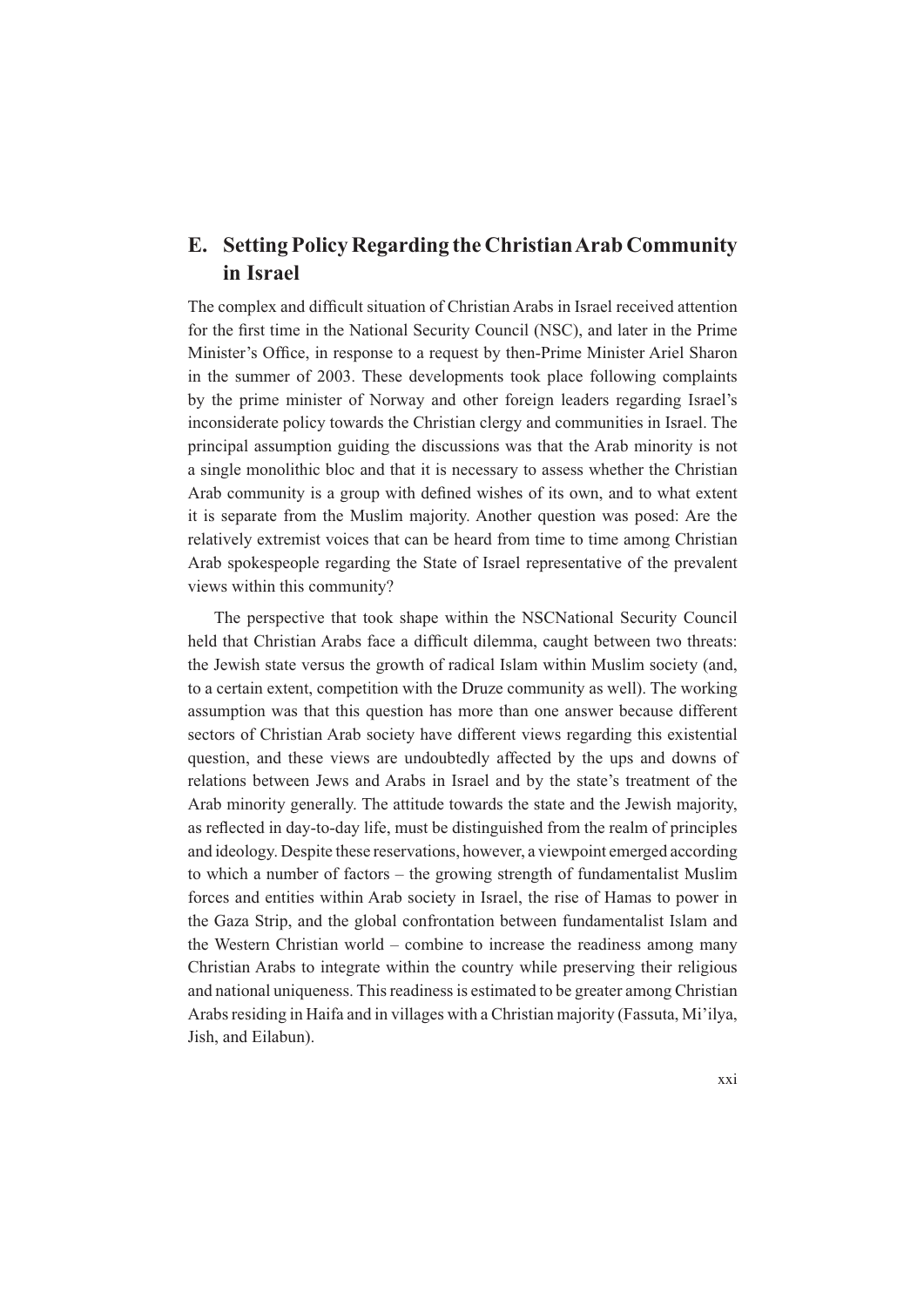## E. Setting Policy Regarding the Christian Arab Community in Israel

The complex and difficult situation of Christian Arabs in Israel received attention for the first time in the National Security Council (NSC), and later in the Prime Minister's Office, in response to a request by then-Prime Minister Ariel Sharon in the summer of 2003. These developments took place following complaints by the prime minister of Norway and other foreign leaders regarding Israel's inconsiderate policy towards the Christian clergy and communities in Israel. The principal assumption guiding the discussions was that the Arab minority is not a single monolithic bloc and that it is necessary to assess whether the Christian Arab community is a group with defined wishes of its own, and to what extent it is separate from the Muslim majority. Another question was posed: Are the relatively extremist voices that can be heard from time to time among Christian Arab spokespeople regarding the State of Israel representative of the prevalent views within this community?

The perspective that took shape within the NSCNational Security Council held that Christian Arabs face a difficult dilemma, caught between two threats: the Jewish state versus the growth of radical Islam within Muslim society (and, to a certain extent, competition with the Druze community as well). The working assumption was that this question has more than one answer because different sectors of Christian Arab society have different views regarding this existential question, and these views are undoubtedly affected by the ups and downs of relations between Jews and Arabs in Israel and by the state's treatment of the Arab minority generally. The attitude towards the state and the Jewish majority, as reflected in day-to-day life, must be distinguished from the realm of principles and ideology. Despite these reservations, however, a viewpoint emerged according to which a number of factors – the growing strength of fundamentalist Muslim forces and entities within Arab society in Israel, the rise of Hamas to power in the Gaza Strip, and the global confrontation between fundamentalist Islam and the Western Christian world – combine to increase the readiness among many Christian Arabs to integrate within the country while preserving their religious and national uniqueness. This readiness is estimated to be greater among Christian Arabs residing in Haifa and in villages with a Christian majority (Fassuta, Mi'ilya, Jish, and Eilabun).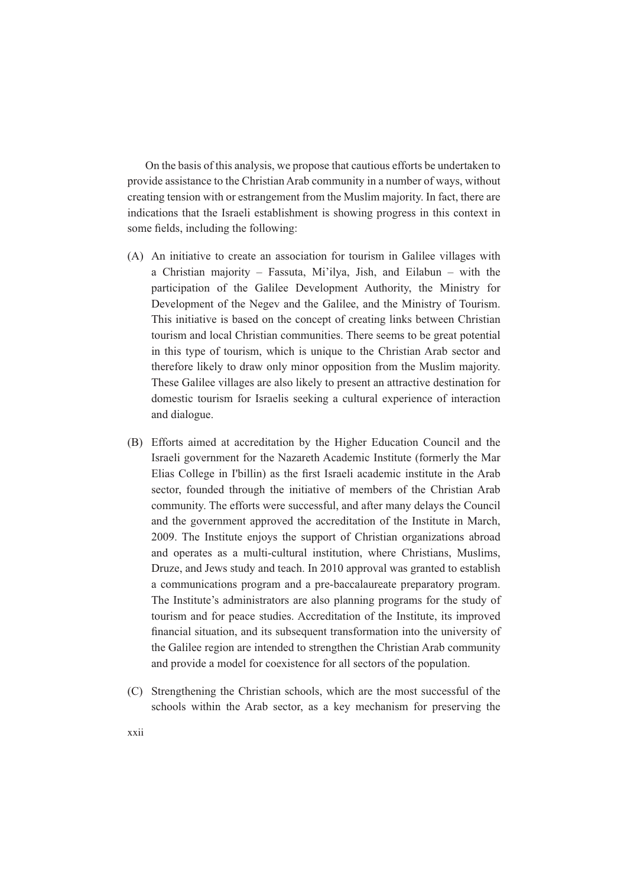On the basis of this analysis, we propose that cautious efforts be undertaken to provide assistance to the Christian Arab community in a number of ways, without creating tension with or estrangement from the Muslim majority. In fact, there are indications that the Israeli establishment is showing progress in this context in some fields, including the following:

(A) An initiative to create an association for tourism in Galilee villages with a Christian majority – Fassuta, Mi'ilya, Jish, and Eilabun – with the participation of the Galilee Development Authority, the Ministry for Development of the Negev and the Galilee, and the Ministry of Tourism. This initiative is based on the concept of creating links between Christian tourism and local Christian communities. There seems to be great potential in this type of tourism, which is unique to the Christian Arab sector and therefore likely to draw only minor opposition from the Muslim majority. These Galilee villages are also likely to present an attractive destination for domestic tourism for Israelis seeking a cultural experience of interaction and dialogue.

(B) Efforts aimed at accreditation by the Higher Education Council and the Israeli government for the Nazareth Academic Institute (formerly the Mar Elias College in I'billin) as the first Israeli academic institute in the Arab sector, founded through the initiative of members of the Christian Arab community. The efforts were successful, and after many delays the Council and the government approved the accreditation of the Institute in March, 2009. The Institute enjoys the support of Christian organizations abroad and operates as a multi-cultural institution, where Christians, Muslims, Druze, and Jews study and teach. In 2010 approval was granted to establish a communications program and a pre-baccalaureate preparatory program. The Institute's administrators are also planning programs for the study of tourism and for peace studies. Accreditation of the Institute, its improved financial situation, and its subsequent transformation into the university of the Galilee region are intended to strengthen the Christian Arab community and provide a model for coexistence for all sectors of the population.

(C) Strengthening the Christian schools, which are the most successful of the schools within the Arab sector, as a key mechanism for preserving the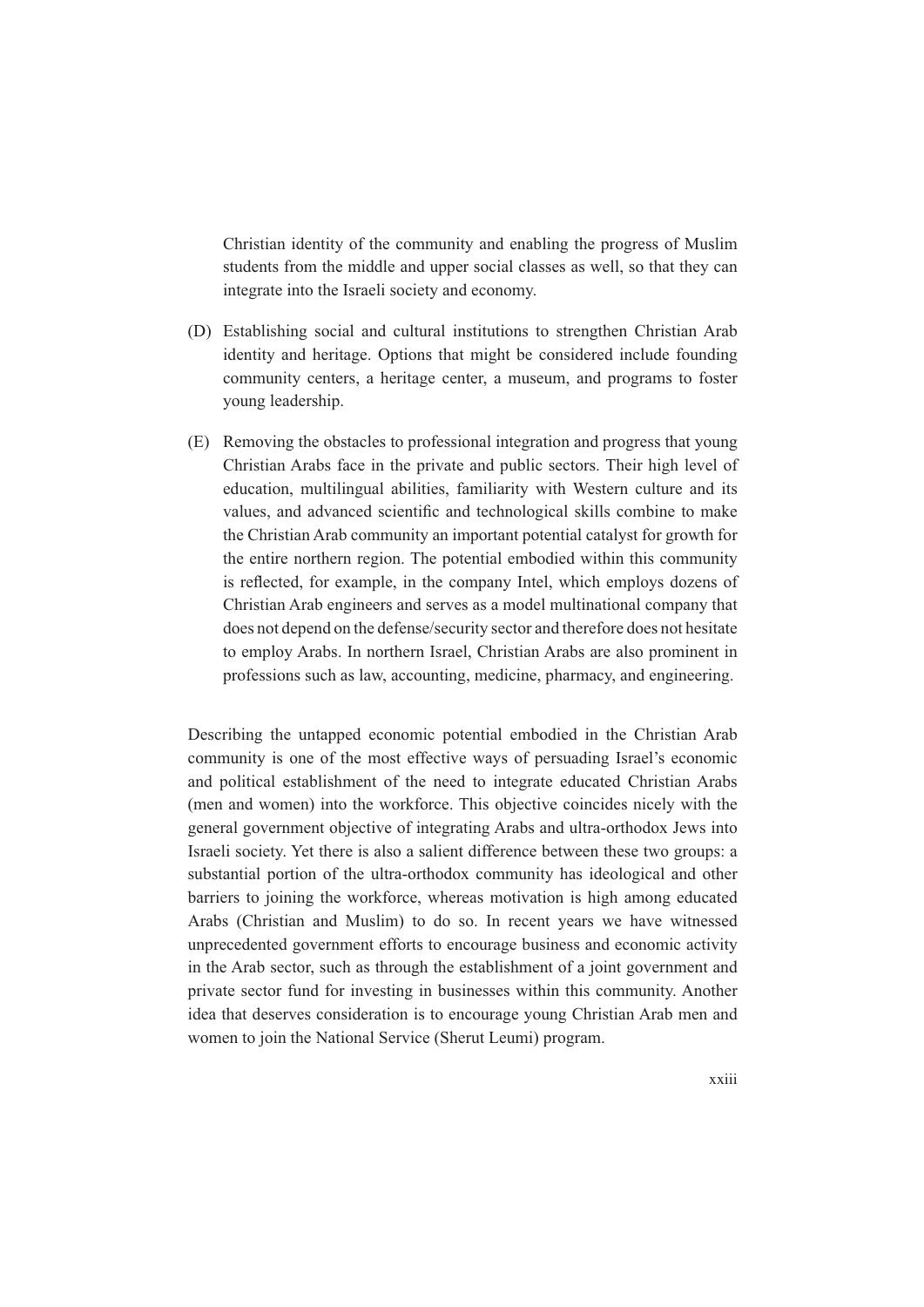Christian identity of the community and enabling the progress of Muslim students from the middle and upper social classes as well, so that they can integrate into the Israeli society and economy.

(D) Establishing social and cultural institutions to strengthen Christian Arab identity and heritage. Options that might be considered include founding community centers, a heritage center, a museum, and programs to foster young leadership.

(E) Removing the obstacles to professional integration and progress that young Christian Arabs face in the private and public sectors. Their high level of education, multilingual abilities, familiarity with Western culture and its values, and advanced scientific and technological skills combine to make the Christian Arab community an important potential catalyst for growth for the entire northern region. The potential embodied within this community is reflected, for example, in the company Intel, which employs dozens of Christian Arab engineers and serves as a model multinational company that does not depend on the defense/security sector and therefore does not hesitate to employ Arabs. In northern Israel, Christian Arabs are also prominent in professions such as law, accounting, medicine, pharmacy, and engineering.

Describing the untapped economic potential embodied in the Christian Arab community is one of the most effective ways of persuading Israel's economic and political establishment of the need to integrate educated Christian Arabs (men and women) into the workforce. This objective coincides nicely with the general government objective of integrating Arabs and ultra-orthodox Jews into Israeli society. Yet there is also a salient difference between these two groups: a substantial portion of the ultra-orthodox community has ideological and other barriers to joining the workforce, whereas motivation is high among educated Arabs (Christian and Muslim) to do so. In recent years we have witnessed unprecedented government efforts to encourage business and economic activity in the Arab sector, such as through the establishment of a joint government and private sector fund for investing in businesses within this community. Another idea that deserves consideration is to encourage young Christian Arab men and women to join the National Service (Sherut Leumi) program.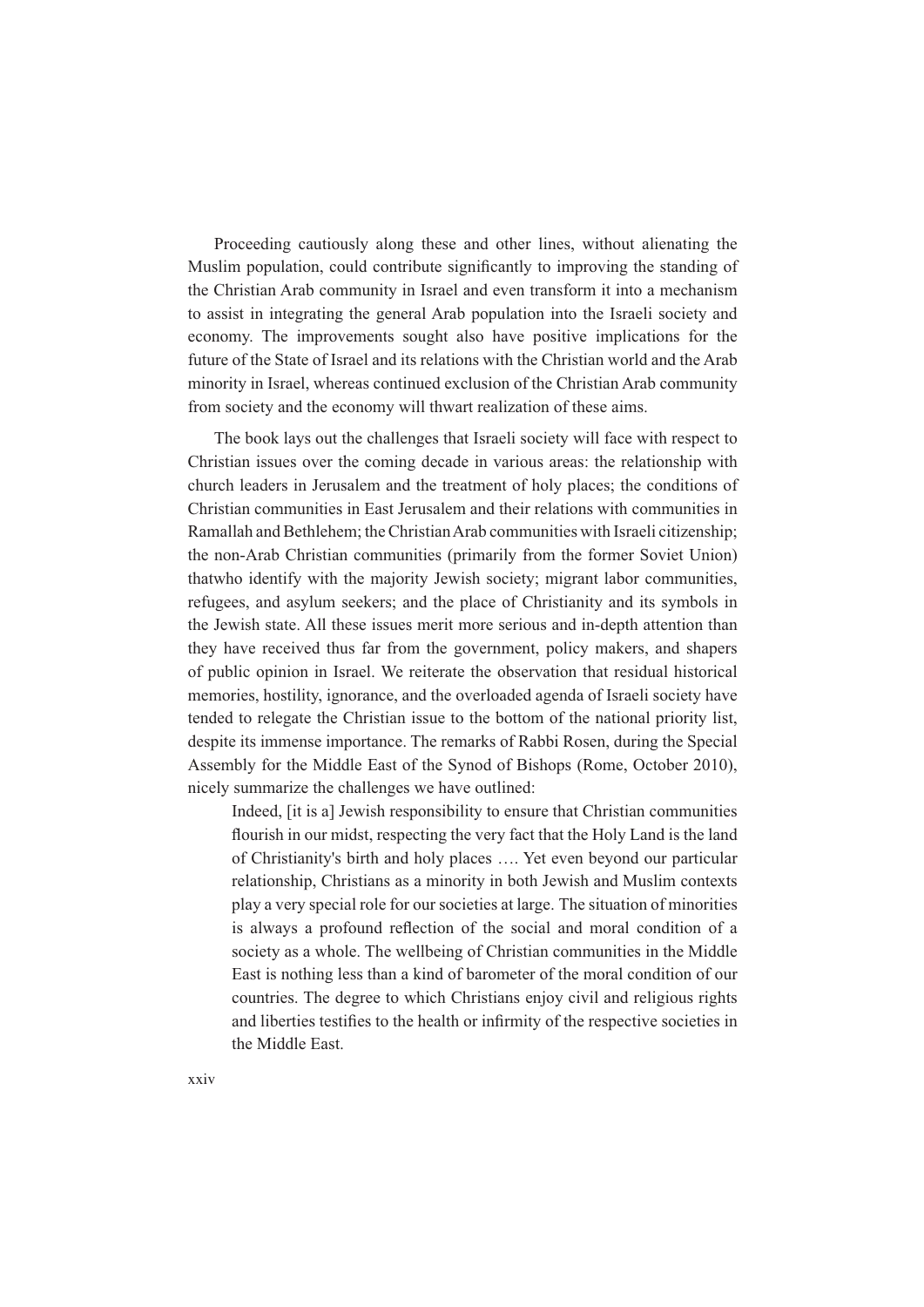Proceeding cautiously along these and other lines, without alienating the Muslim population, could contribute significantly to improving the standing of the Christian Arab community in Israel and even transform it into a mechanism to assist in integrating the general Arab population into the Israeli society and economy. The improvements sought also have positive implications for the future of the State of Israel and its relations with the Christian world and the Arab minority in Israel, whereas continued exclusion of the Christian Arab community from society and the economy will thwart realization of these aims.

The book lays out the challenges that Israeli society will face with respect to Christian issues over the coming decade in various areas: the relationship with church leaders in Jerusalem and the treatment of holy places; the conditions of Christian communities in East Jerusalem and their relations with communities in Ramallah and Bethlehem; the Christian Arab communities with Israeli citizenship; the non-Arab Christian communities (primarily from the former Soviet Union) thatwho identify with the majority Jewish society; migrant labor communities, refugees, and asylum seekers; and the place of Christianity and its symbols in the Jewish state. All these issues merit more serious and in-depth attention than they have received thus far from the government, policy makers, and shapers of public opinion in Israel. We reiterate the observation that residual historical memories, hostility, ignorance, and the overloaded agenda of Israeli society have tended to relegate the Christian issue to the bottom of the national priority list, despite its immense importance. The remarks of Rabbi Rosen, during the Special Assembly for the Middle East of the Synod of Bishops (Rome, October 2010), nicely summarize the challenges we have outlined:

> Indeed, [it is a] Jewish responsibility to ensure that Christian communities flourish in our midst, respecting the very fact that the Holy Land is the land of Christianity's birth and holy places …. Yet even beyond our particular relationship, Christians as a minority in both Jewish and Muslim contexts play a very special role for our societies at large. The situation of minorities is always a profound reflection of the social and moral condition of a society as a whole. The wellbeing of Christian communities in the Middle East is nothing less than a kind of barometer of the moral condition of our countries. The degree to which Christians enjoy civil and religious rights and liberties testifies to the health or infirmity of the respective societies in the Middle East.